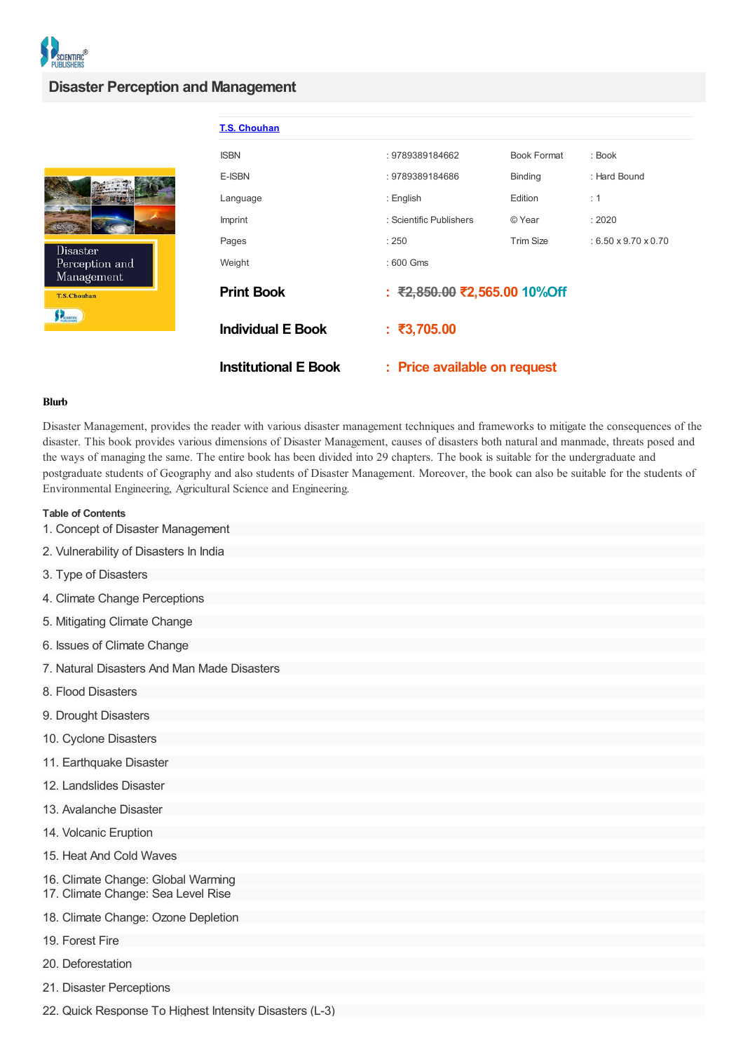# Disaster Perception and Management

**T.S. Chouhan**

| | | | |
|---|---|---|---|
| ISBN | : 9789389184662 | Book Format | : Book |
| E-ISBN | : 9789389184686 | Binding | : Hard Bound |
| Language | : English | Edition | : 1 |
| Imprint | : Scientific Publishers | © Year | : 2020 |
| Pages | : 250 | Trim Size | : 6.50 x 9.70 x 0.70 |
| Weight | : 600 Gms | | |

**Print Book** : ~~₹2,850.00~~ ₹2,565.00 10%Off

**Individual E Book** : ₹3,705.00

**Institutional E Book** : Price available on request

**Blurb**

Disaster Management, provides the reader with various disaster management techniques and frameworks to mitigate the consequences of the disaster. This book provides various dimensions of Disaster Management, causes of disasters both natural and manmade, threats posed and the ways of managing the same. The entire book has been divided into 29 chapters. The book is suitable for the undergraduate and postgraduate students of Geography and also students of Disaster Management. Moreover, the book can also be suitable for the students of Environmental Engineering, Agricultural Science and Engineering.

**Table of Contents**

1. Concept of Disaster Management
2. Vulnerability of Disasters In India
3. Type of Disasters
4. Climate Change Perceptions
5. Mitigating Climate Change
6. Issues of Climate Change
7. Natural Disasters And Man Made Disasters
8. Flood Disasters
9. Drought Disasters
10. Cyclone Disasters
11. Earthquake Disaster
12. Landslides Disaster
13. Avalanche Disaster
14. Volcanic Eruption
15. Heat And Cold Waves
16. Climate Change: Global Warming
17. Climate Change: Sea Level Rise
18. Climate Change: Ozone Depletion
19. Forest Fire
20. Deforestation
21. Disaster Perceptions
22. Quick Response To Highest Intensity Disasters (L-3)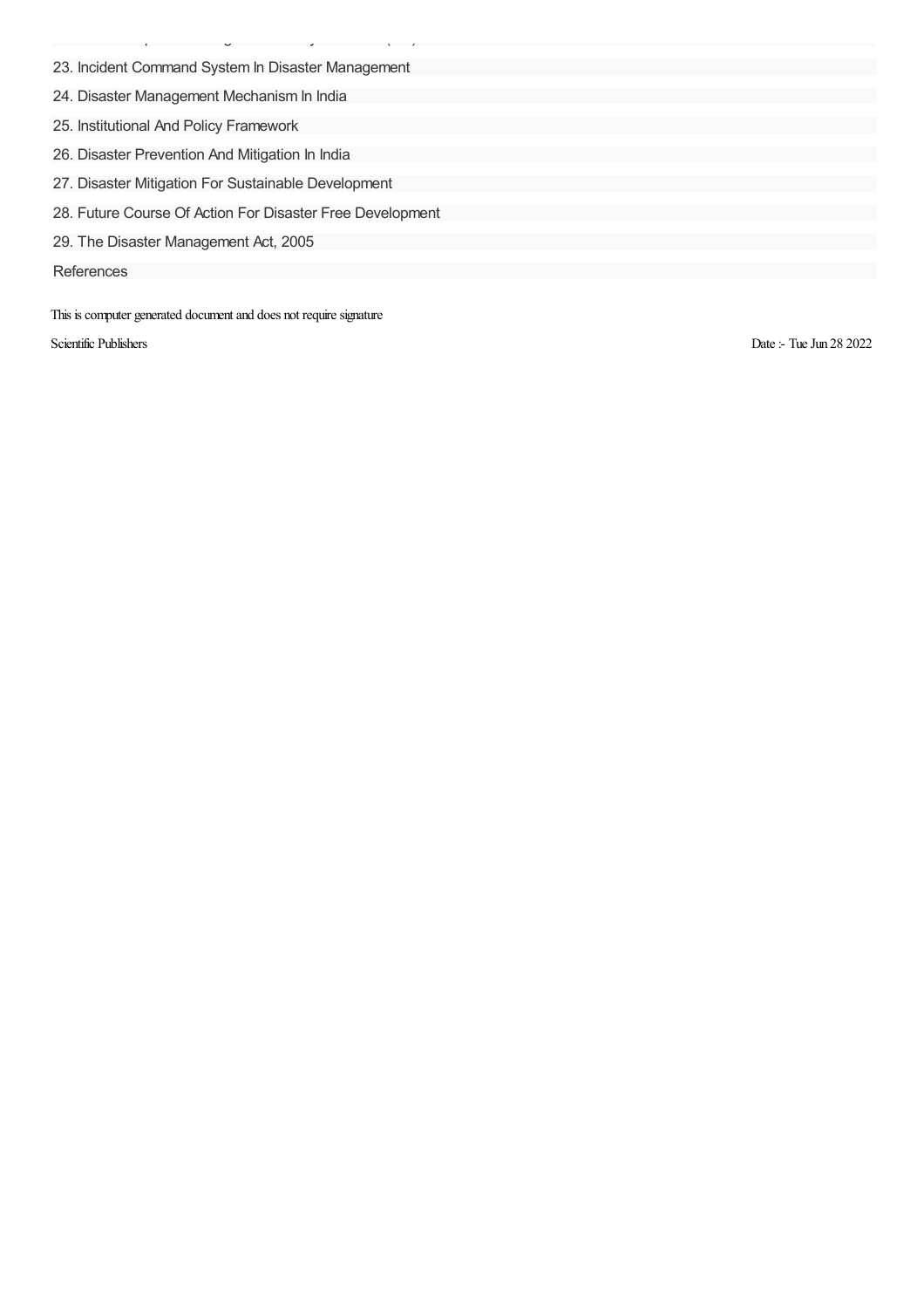23. Incident Command System In Disaster Management
24. Disaster Management Mechanism In India
25. Institutional And Policy Framework
26. Disaster Prevention And Mitigation In India
27. Disaster Mitigation For Sustainable Development
28. Future Course Of Action For Disaster Free Development
29. The Disaster Management Act, 2005

References

This is computer generated document and does not require signature

Scientific Publishers

Date :- Tue Jun 28 2022